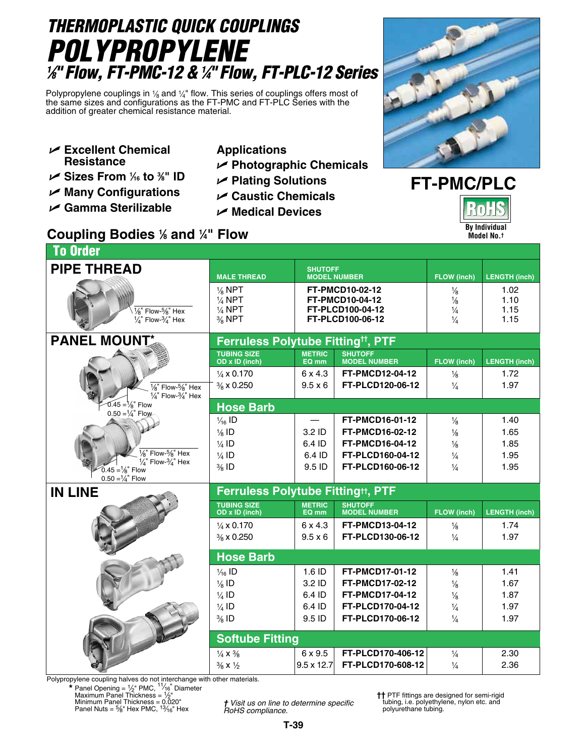# THERMOPLASTIC QUICK COUPLINGS
# POLYPROPYLENE
## ⅛" Flow, FT-PMC-12 & ¼" Flow, FT-PLC-12 Series

Polypropylene couplings in ⅛ and ¼" flow. This series of couplings offers most of the same sizes and configurations as the FT-PMC and FT-PLC Series with the addition of greater chemical resistance material.

- **Excellent Chemical Resistance**
- **Sizes From 1⁄16 to ⅜" ID**
- **Many Configurations**
- **Gamma Sterilizable**

**Applications**
- **Photographic Chemicals**
- **Plating Solutions**
- **Caustic Chemicals**
- **Medical Devices**

**FT-PMC/PLC**

RoHS By Individual Model No.†

## Coupling Bodies ⅛ and ¼" Flow

### To Order

#### PIPE THREAD

⅛" Flow-⅝" Hex
¼" Flow-¾" Hex

| MALE THREAD | SHUTOFF MODEL NUMBER | FLOW (inch) | LENGTH (inch) |
|---|---|---|---|
| ⅛ NPT | **FT-PMCD10-02-12** | ⅛ | 1.02 |
| ¼ NPT | **FT-PMCD10-04-12** | ⅛ | 1.10 |
| ¼ NPT | **FT-PLCD100-04-12** | ¼ | 1.15 |
| ⅜ NPT | **FT-PLCD100-06-12** | ¼ | 1.15 |

#### PANEL MOUNT*

⅛" Flow-⅝" Hex
¼" Flow-¾" Hex
0.45 = ⅛" Flow
0.50 = ¼" Flow

**Ferruless Polytube Fitting††, PTF**

| TUBING SIZE OD x ID (inch) | METRIC EQ mm | SHUTOFF MODEL NUMBER | FLOW (inch) | LENGTH (inch) |
|---|---|---|---|---|
| ¼ x 0.170 | 6 x 4.3 | **FT-PMCD12-04-12** | ⅛ | 1.72 |
| ⅜ x 0.250 | 9.5 x 6 | **FT-PLCD120-06-12** | ¼ | 1.97 |

**Hose Barb**

| TUBING SIZE | METRIC EQ mm | SHUTOFF MODEL NUMBER | FLOW (inch) | LENGTH (inch) |
|---|---|---|---|---|
| 1⁄16 ID | — | **FT-PMCD16-01-12** | ⅛ | 1.40 |
| ⅛ ID | 3.2 ID | **FT-PMCD16-02-12** | ⅛ | 1.65 |
| ¼ ID | 6.4 ID | **FT-PMCD16-04-12** | ⅛ | 1.85 |
| ¼ ID | 6.4 ID | **FT-PLCD160-04-12** | ¼ | 1.95 |
| ⅜ ID | 9.5 ID | **FT-PLCD160-06-12** | ¼ | 1.95 |

⅛" Flow-⅝" Hex
¼" Flow-¾" Hex
0.45 = ⅛" Flow
0.50 = ¼" Flow

#### IN LINE

**Ferruless Polytube Fitting††, PTF**

| TUBING SIZE OD x ID (inch) | METRIC EQ mm | SHUTOFF MODEL NUMBER | FLOW (inch) | LENGTH (inch) |
|---|---|---|---|---|
| ¼ x 0.170 | 6 x 4.3 | **FT-PMCD13-04-12** | ⅛ | 1.74 |
| ⅜ x 0.250 | 9.5 x 6 | **FT-PLCD130-06-12** | ¼ | 1.97 |

**Hose Barb**

| TUBING SIZE | METRIC EQ mm | SHUTOFF MODEL NUMBER | FLOW (inch) | LENGTH (inch) |
|---|---|---|---|---|
| 1⁄16 ID | 1.6 ID | **FT-PMCD17-01-12** | ⅛ | 1.41 |
| ⅛ ID | 3.2 ID | **FT-PMCD17-02-12** | ⅛ | 1.67 |
| ¼ ID | 6.4 ID | **FT-PMCD17-04-12** | ⅛ | 1.87 |
| ¼ ID | 6.4 ID | **FT-PLCD170-04-12** | ¼ | 1.97 |
| ⅜ ID | 9.5 ID | **FT-PLCD170-06-12** | ¼ | 1.97 |

**Softube Fitting**

| TUBING SIZE | METRIC EQ mm | SHUTOFF MODEL NUMBER | FLOW (inch) | LENGTH (inch) |
|---|---|---|---|---|
| ¼ x ⅜ | 6 x 9.5 | **FT-PLCD170-406-12** | ¼ | 2.30 |
| ⅜ x ½ | 9.5 x 12.7 | **FT-PLCD170-608-12** | ¼ | 2.36 |

Polypropylene coupling halves do not interchange with other materials.

\* Panel Opening = ½" PMC, 11⁄16" Diameter
Maximum Panel Thickness = ½"
Minimum Panel Thickness = 0.020"
Panel Nuts = ⅝" Hex PMC, 13⁄16" Hex

*† Visit us on line to determine specific RoHS compliance.*

†† PTF fittings are designed for semi-rigid tubing, i.e. polyethylene, nylon etc. and polyurethane tubing.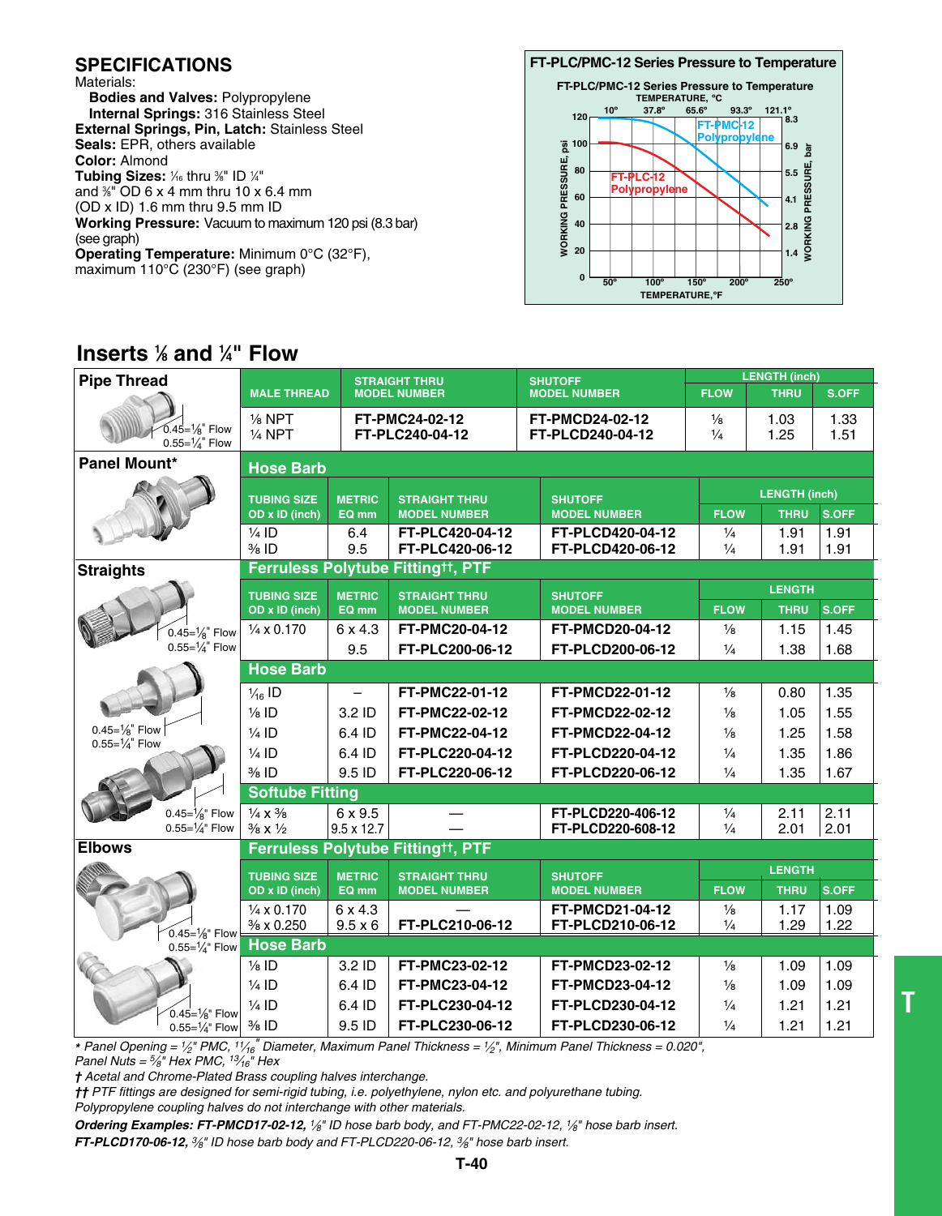## SPECIFICATIONS

Materials:

**Bodies and Valves:** Polypropylene
**Internal Springs:** 316 Stainless Steel
**External Springs, Pin, Latch:** Stainless Steel
**Seals:** EPR, others available
**Color:** Almond
**Tubing Sizes:** 1/16 thru 3/8" ID 1/4" and 3/8" OD 6 x 4 mm thru 10 x 6.4 mm (OD x ID) 1.6 mm thru 9.5 mm ID
**Working Pressure:** Vacuum to maximum 120 psi (8.3 bar) (see graph)
**Operating Temperature:** Minimum 0°C (32°F), maximum 110°C (230°F) (see graph)

**FT-PLC/PMC-12 Series Pressure to Temperature**

FT-PLC/PMC-12 Series Pressure to Temperature
TEMPERATURE, °C
10° 37.8° 65.6° 93.3° 121.1°
WORKING PRESSURE, psi: 0 20 40 60 80 100 120
WORKING PRESSURE, bar: 1.4 2.8 4.1 5.5 6.9 8.3
FT-PMC-12 Polypropylene
FT-PLC-12 Polypropylene
50° 100° 150° 200° 250°
TEMPERATURE, °F

## Inserts 1/8 and 1/4" Flow

**Pipe Thread** (0.45=1/8" Flow, 0.55=1/4" Flow)

| MALE THREAD | STRAIGHT THRU MODEL NUMBER | SHUTOFF MODEL NUMBER | LENGTH (inch) FLOW | THRU | S.OFF |
|---|---|---|---|---|---|
| 1/8 NPT | FT-PMC24-02-12 | FT-PMCD24-02-12 | 1/8 | 1.03 | 1.33 |
| 1/4 NPT | FT-PLC240-04-12 | FT-PLCD240-04-12 | 1/4 | 1.25 | 1.51 |

**Panel Mount***

Hose Barb

| TUBING SIZE OD x ID (inch) | METRIC EQ mm | STRAIGHT THRU MODEL NUMBER | SHUTOFF MODEL NUMBER | LENGTH (inch) FLOW | THRU | S.OFF |
|---|---|---|---|---|---|---|
| 1/4 ID | 6.4 | FT-PLC420-04-12 | FT-PLCD420-04-12 | 1/4 | 1.91 | 1.91 |
| 3/8 ID | 9.5 | FT-PLC420-06-12 | FT-PLCD420-06-12 | 1/4 | 1.91 | 1.91 |

**Straights** (0.45=1/8" Flow, 0.55=1/4" Flow)

| TUBING SIZE OD x ID (inch) | METRIC EQ mm | STRAIGHT THRU MODEL NUMBER | SHUTOFF MODEL NUMBER | LENGTH FLOW | THRU | S.OFF |
|---|---|---|---|---|---|---|
| **Ferruless Polytube Fitting††, PTF** | | | | | | |
| 1/4 x 0.170 | 6 x 4.3 | FT-PMC20-04-12 | FT-PMCD20-04-12 | 1/8 | 1.15 | 1.45 |
| | 9.5 | FT-PLC200-06-12 | FT-PLCD200-06-12 | 1/4 | 1.38 | 1.68 |
| **Hose Barb** | | | | | | |
| 1/16 ID | – | FT-PMC22-01-12 | FT-PMCD22-01-12 | 1/8 | 0.80 | 1.35 |
| 1/8 ID | 3.2 ID | FT-PMC22-02-12 | FT-PMCD22-02-12 | 1/8 | 1.05 | 1.55 |
| 1/4 ID | 6.4 ID | FT-PMC22-04-12 | FT-PMCD22-04-12 | 1/8 | 1.25 | 1.58 |
| 1/4 ID | 6.4 ID | FT-PLC220-04-12 | FT-PLCD220-04-12 | 1/4 | 1.35 | 1.86 |
| 3/8 ID | 9.5 ID | FT-PLC220-06-12 | FT-PLCD220-06-12 | 1/4 | 1.35 | 1.67 |
| **Softube Fitting** | | | | | | |
| 1/4 x 3/8 | 6 x 9.5 | — | FT-PLCD220-406-12 | 1/4 | 2.11 | 2.11 |
| 3/8 x 1/2 | 9.5 x 12.7 | — | FT-PLCD220-608-12 | 1/4 | 2.01 | 2.01 |

**Elbows** (0.45=1/8" Flow, 0.55=1/4" Flow)

| TUBING SIZE OD x ID (inch) | METRIC EQ mm | STRAIGHT THRU MODEL NUMBER | SHUTOFF MODEL NUMBER | LENGTH FLOW | THRU | S.OFF |
|---|---|---|---|---|---|---|
| **Ferruless Polytube Fitting††, PTF** | | | | | | |
| 1/4 x 0.170 | 6 x 4.3 | — | FT-PMCD21-04-12 | 1/8 | 1.17 | 1.09 |
| 3/8 x 0.250 | 9.5 x 6 | FT-PLC210-06-12 | FT-PLCD210-06-12 | 1/4 | 1.29 | 1.22 |
| **Hose Barb** | | | | | | |
| 1/8 ID | 3.2 ID | FT-PMC23-02-12 | FT-PMCD23-02-12 | 1/8 | 1.09 | 1.09 |
| 1/4 ID | 6.4 ID | FT-PMC23-04-12 | FT-PMCD23-04-12 | 1/8 | 1.09 | 1.09 |
| 1/4 ID | 6.4 ID | FT-PLC230-04-12 | FT-PLCD230-04-12 | 1/4 | 1.21 | 1.21 |
| 3/8 ID | 9.5 ID | FT-PLC230-06-12 | FT-PLCD230-06-12 | 1/4 | 1.21 | 1.21 |

*\* Panel Opening = 1/2" PMC, 11/16" Diameter, Maximum Panel Thickness = 1/2", Minimum Panel Thickness = 0.020", Panel Nuts = 5/8" Hex PMC, 13/16" Hex*

*† Acetal and Chrome-Plated Brass coupling halves interchange.*

*†† PTF fittings are designed for semi-rigid tubing, i.e. polyethylene, nylon etc. and polyurethane tubing. Polypropylene coupling halves do not interchange with other materials.*

***Ordering Examples: FT-PMCD17-02-12,** 1/8" ID hose barb body, and FT-PMC22-02-12, 1/8" hose barb insert.*

***FT-PLCD170-06-12,** 3/8" ID hose barb body and FT-PLCD220-06-12, 3/8" hose barb insert.*